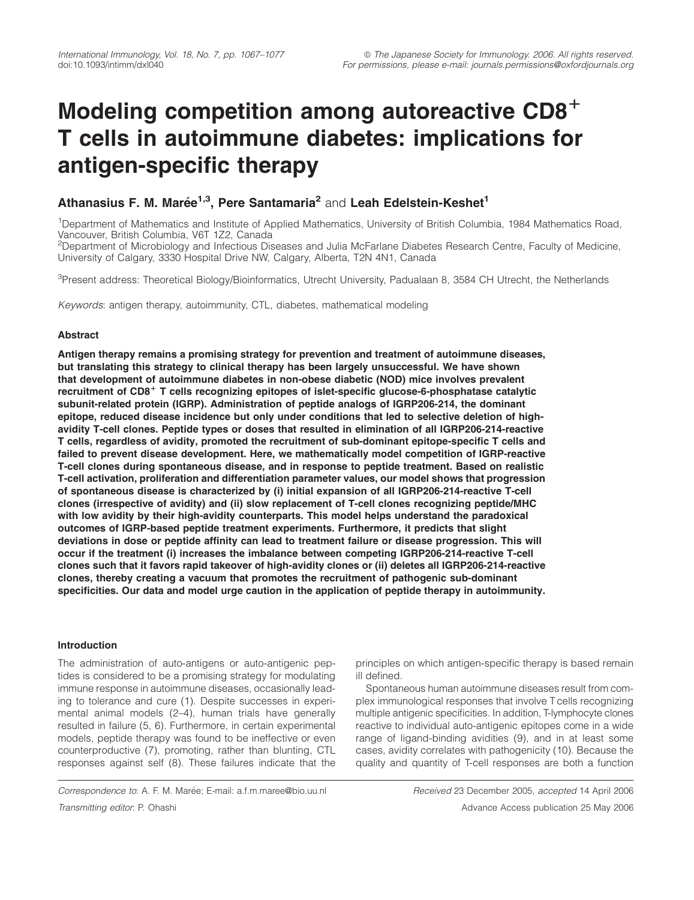# Modeling competition among autoreactive $CD8^+$ T cells in autoimmune diabetes: implications for antigen-specific therapy

**Athanasius F. M. Marée**[1,3], **Pere Santamaria**[2] and **Leah Edelstein-Keshet**[1]

[1]Department of Mathematics and Institute of Applied Mathematics, University of British Columbia, 1984 Mathematics Road, Vancouver, British Columbia, V6T 1Z2, Canada
[2]Department of Microbiology and Infectious Diseases and Julia McFarlane Diabetes Research Centre, Faculty of Medicine, University of Calgary, 3330 Hospital Drive NW, Calgary, Alberta, T2N 4N1, Canada

[3]Present address: Theoretical Biology/Bioinformatics, Utrecht University, Padualaan 8, 3584 CH Utrecht, the Netherlands

*Keywords*: antigen therapy, autoimmunity, CTL, diabetes, mathematical modeling

### Abstract

**Antigen therapy remains a promising strategy for prevention and treatment of autoimmune diseases, but translating this strategy to clinical therapy has been largely unsuccessful. We have shown that development of autoimmune diabetes in non-obese diabetic (NOD) mice involves prevalent recruitment of $CD8^+$ T cells recognizing epitopes of islet-specific glucose-6-phosphatase catalytic subunit-related protein (IGRP). Administration of peptide analogs of IGRP206-214, the dominant epitope, reduced disease incidence but only under conditions that led to selective deletion of high-avidity T-cell clones. Peptide types or doses that resulted in elimination of all IGRP206-214-reactive T cells, regardless of avidity, promoted the recruitment of sub-dominant epitope-specific T cells and failed to prevent disease development. Here, we mathematically model competition of IGRP-reactive T-cell clones during spontaneous disease, and in response to peptide treatment. Based on realistic T-cell activation, proliferation and differentiation parameter values, our model shows that progression of spontaneous disease is characterized by (i) initial expansion of all IGRP206-214-reactive T-cell clones (irrespective of avidity) and (ii) slow replacement of T-cell clones recognizing peptide/MHC with low avidity by their high-avidity counterparts. This model helps understand the paradoxical outcomes of IGRP-based peptide treatment experiments. Furthermore, it predicts that slight deviations in dose or peptide affinity can lead to treatment failure or disease progression. This will occur if the treatment (i) increases the imbalance between competing IGRP206-214-reactive T-cell clones such that it favors rapid takeover of high-avidity clones or (ii) deletes all IGRP206-214-reactive clones, thereby creating a vacuum that promotes the recruitment of pathogenic sub-dominant specificities. Our data and model urge caution in the application of peptide therapy in autoimmunity.**

### Introduction

The administration of auto-antigens or auto-antigenic peptides is considered to be a promising strategy for modulating immune response in autoimmune diseases, occasionally leading to tolerance and cure (1). Despite successes in experimental animal models (2–4), human trials have generally resulted in failure (5, 6). Furthermore, in certain experimental models, peptide therapy was found to be ineffective or even counterproductive (7), promoting, rather than blunting, CTL responses against self (8). These failures indicate that the principles on which antigen-specific therapy is based remain ill defined.

Spontaneous human autoimmune diseases result from complex immunological responses that involve T cells recognizing multiple antigenic specificities. In addition, T-lymphocyte clones reactive to individual auto-antigenic epitopes come in a wide range of ligand-binding avidities (9), and in at least some cases, avidity correlates with pathogenicity (10). Because the quality and quantity of T-cell responses are both a function

*Correspondence to*: A. F. M. Marée; E-mail: a.f.m.maree@bio.uu.nl

*Transmitting editor*: P. Ohashi

*Received* 23 December 2005, *accepted* 14 April 2006

Advance Access publication 25 May 2006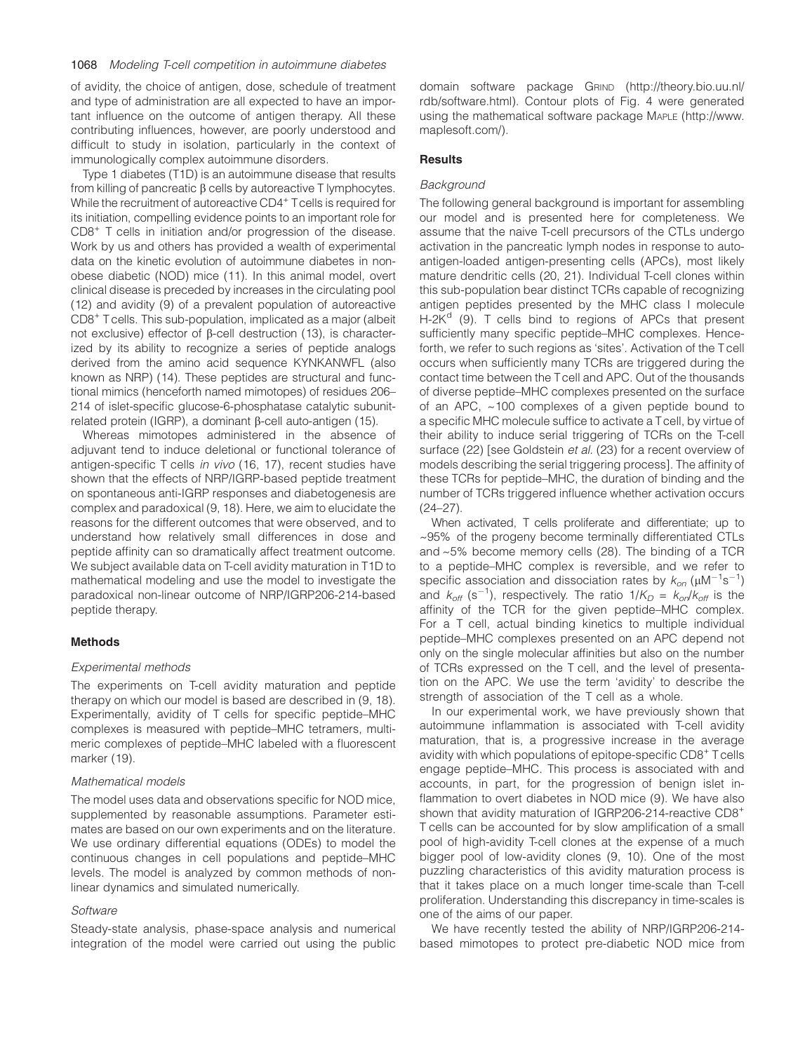of avidity, the choice of antigen, dose, schedule of treatment and type of administration are all expected to have an important influence on the outcome of antigen therapy. All these contributing influences, however, are poorly understood and difficult to study in isolation, particularly in the context of immunologically complex autoimmune disorders.

Type 1 diabetes (T1D) is an autoimmune disease that results from killing of pancreatic β cells by autoreactive T lymphocytes. While the recruitment of autoreactive $CD4^+$ T cells is required for its initiation, compelling evidence points to an important role for $CD8^+$ T cells in initiation and/or progression of the disease. Work by us and others has provided a wealth of experimental data on the kinetic evolution of autoimmune diabetes in non-obese diabetic (NOD) mice (11). In this animal model, overt clinical disease is preceded by increases in the circulating pool (12) and avidity (9) of a prevalent population of autoreactive $CD8^+$ T cells. This sub-population, implicated as a major (albeit not exclusive) effector of β-cell destruction (13), is characterized by its ability to recognize a series of peptide analogs derived from the amino acid sequence KYNKANWFL (also known as NRP) (14). These peptides are structural and functional mimics (henceforth named mimotopes) of residues 206–214 of islet-specific glucose-6-phosphatase catalytic subunit-related protein (IGRP), a dominant β-cell auto-antigen (15).

Whereas mimotopes administered in the absence of adjuvant tend to induce deletional or functional tolerance of antigen-specific T cells *in vivo* (16, 17), recent studies have shown that the effects of NRP/IGRP-based peptide treatment on spontaneous anti-IGRP responses and diabetogenesis are complex and paradoxical (9, 18). Here, we aim to elucidate the reasons for the different outcomes that were observed, and to understand how relatively small differences in dose and peptide affinity can so dramatically affect treatment outcome. We subject available data on T-cell avidity maturation in T1D to mathematical modeling and use the model to investigate the paradoxical non-linear outcome of NRP/IGRP206-214-based peptide therapy.

## Methods

### Experimental methods

The experiments on T-cell avidity maturation and peptide therapy on which our model is based are described in (9, 18). Experimentally, avidity of T cells for specific peptide–MHC complexes is measured with peptide–MHC tetramers, multimeric complexes of peptide–MHC labeled with a fluorescent marker (19).

### Mathematical models

The model uses data and observations specific for NOD mice, supplemented by reasonable assumptions. Parameter estimates are based on our own experiments and on the literature. We use ordinary differential equations (ODEs) to model the continuous changes in cell populations and peptide–MHC levels. The model is analyzed by common methods of nonlinear dynamics and simulated numerically.

### Software

Steady-state analysis, phase-space analysis and numerical integration of the model were carried out using the public domain software package GRIND (http://theory.bio.uu.nl/rdb/software.html). Contour plots of Fig. 4 were generated using the mathematical software package MAPLE (http://www.maplesoft.com/).

## Results

### Background

The following general background is important for assembling our model and is presented here for completeness. We assume that the naive T-cell precursors of the CTLs undergo activation in the pancreatic lymph nodes in response to auto-antigen-loaded antigen-presenting cells (APCs), most likely mature dendritic cells (20, 21). Individual T-cell clones within this sub-population bear distinct TCRs capable of recognizing antigen peptides presented by the MHC class I molecule $H\text{-}2K^d$ (9). T cells bind to regions of APCs that present sufficiently many specific peptide–MHC complexes. Henceforth, we refer to such regions as 'sites'. Activation of the T cell occurs when sufficiently many TCRs are triggered during the contact time between the T cell and APC. Out of the thousands of diverse peptide–MHC complexes presented on the surface of an APC, ~100 complexes of a given peptide bound to a specific MHC molecule suffice to activate a T cell, by virtue of their ability to induce serial triggering of TCRs on the T-cell surface (22) [see Goldstein *et al.* (23) for a recent overview of models describing the serial triggering process]. The affinity of these TCRs for peptide–MHC, the duration of binding and the number of TCRs triggered influence whether activation occurs (24–27).

When activated, T cells proliferate and differentiate; up to ~95% of the progeny become terminally differentiated CTLs and ~5% become memory cells (28). The binding of a TCR to a peptide–MHC complex is reversible, and we refer to specific association and dissociation rates by $k_{on}$ ($\mu M^{-1}s^{-1}$) and $k_{off}$ ($s^{-1}$), respectively. The ratio $1/K_D = k_{on}/k_{off}$ is the affinity of the TCR for the given peptide–MHC complex. For a T cell, actual binding kinetics to multiple individual peptide–MHC complexes presented on an APC depend not only on the single molecular affinities but also on the number of TCRs expressed on the T cell, and the level of presentation on the APC. We use the term 'avidity' to describe the strength of association of the T cell as a whole.

In our experimental work, we have previously shown that autoimmune inflammation is associated with T-cell avidity maturation, that is, a progressive increase in the average avidity with which populations of epitope-specific $CD8^+$ T cells engage peptide–MHC. This process is associated with and accounts, in part, for the progression of benign islet inflammation to overt diabetes in NOD mice (9). We have also shown that avidity maturation of IGRP206-214-reactive $CD8^+$ T cells can be accounted for by slow amplification of a small pool of high-avidity T-cell clones at the expense of a much bigger pool of low-avidity clones (9, 10). One of the most puzzling characteristics of this avidity maturation process is that it takes place on a much longer time-scale than T-cell proliferation. Understanding this discrepancy in time-scales is one of the aims of our paper.

We have recently tested the ability of NRP/IGRP206-214-based mimotopes to protect pre-diabetic NOD mice from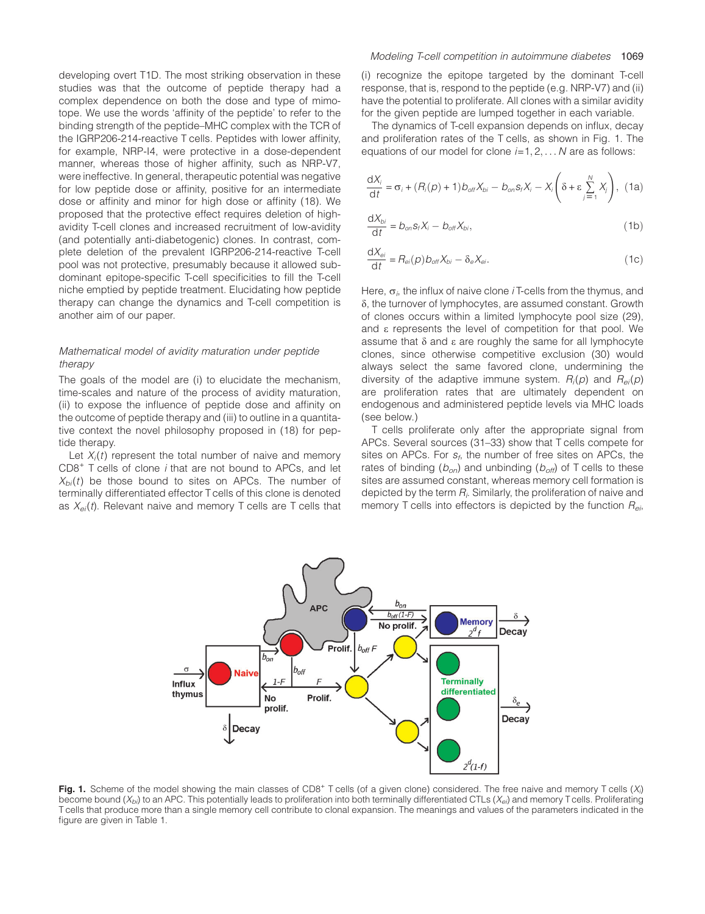developing overt T1D. The most striking observation in these studies was that the outcome of peptide therapy had a complex dependence on both the dose and type of mimotope. We use the words 'affinity of the peptide' to refer to the binding strength of the peptide–MHC complex with the TCR of the IGRP206-214-reactive T cells. Peptides with lower affinity, for example, NRP-I4, were protective in a dose-dependent manner, whereas those of higher affinity, such as NRP-V7, were ineffective. In general, therapeutic potential was negative for low peptide dose or affinity, positive for an intermediate dose or affinity and minor for high dose or affinity (18). We proposed that the protective effect requires deletion of high-avidity T-cell clones and increased recruitment of low-avidity (and potentially anti-diabetogenic) clones. In contrast, complete deletion of the prevalent IGRP206-214-reactive T-cell pool was not protective, presumably because it allowed subdominant epitope-specific T-cell specificities to fill the T-cell niche emptied by peptide treatment. Elucidating how peptide therapy can change the dynamics and T-cell competition is another aim of our paper.

### *Mathematical model of avidity maturation under peptide therapy*

The goals of the model are (i) to elucidate the mechanism, time-scales and nature of the process of avidity maturation, (ii) to expose the influence of peptide dose and affinity on the outcome of peptide therapy and (iii) to outline in a quantitative context the novel philosophy proposed in (18) for peptide therapy.

Let $X_i(t)$ represent the total number of naive and memory CD8$^+$ T cells of clone $i$ that are not bound to APCs, and let $X_{bi}(t)$ be those bound to sites on APCs. The number of terminally differentiated effector T cells of this clone is denoted as $X_{ei}(t)$. Relevant naive and memory T cells are T cells that (i) recognize the epitope targeted by the dominant T-cell response, that is, respond to the peptide (e.g. NRP-V7) and (ii) have the potential to proliferate. All clones with a similar avidity for the given peptide are lumped together in each variable.

The dynamics of T-cell expansion depends on influx, decay and proliferation rates of the T cells, as shown in Fig. 1. The equations of our model for clone $i = 1, 2, \ldots N$ are as follows:

$$\frac{dX_i}{dt} = \sigma_i + (R_i(p) + 1)b_{off}X_{bi} - b_{on}s_f X_i - X_i\left(\delta + \varepsilon \sum_{j=1}^{N} X_j\right), \quad (1a)$$

$$\frac{dX_{bi}}{dt} = b_{on}s_f X_i - b_{off}X_{bi}, \quad (1b)$$

$$\frac{dX_{ei}}{dt} = R_{ei}(p)b_{off}X_{bi} - \delta_e X_{ei}. \quad (1c)$$

Here, $\sigma_i$, the influx of naive clone $i$ T-cells from the thymus, and $\delta$, the turnover of lymphocytes, are assumed constant. Growth of clones occurs within a limited lymphocyte pool size (29), and $\varepsilon$ represents the level of competition for that pool. We assume that $\delta$ and $\varepsilon$ are roughly the same for all lymphocyte clones, since otherwise competitive exclusion (30) would always select the same favored clone, undermining the diversity of the adaptive immune system. $R_i(p)$ and $R_{ei}(p)$ are proliferation rates that are ultimately dependent on endogenous and administered peptide levels via MHC loads (see below.)

T cells proliferate only after the appropriate signal from APCs. Several sources (31–33) show that T cells compete for sites on APCs. For $s_f$, the number of free sites on APCs, the rates of binding ($b_{on}$) and unbinding ($b_{off}$) of T cells to these sites are assumed constant, whereas memory cell formation is depicted by the term $R_i$. Similarly, the proliferation of naive and memory T cells into effectors is depicted by the function $R_{ei}$,

**Fig. 1.** Scheme of the model showing the main classes of CD8$^+$ T cells (of a given clone) considered. The free naive and memory T cells ($X_i$) become bound ($X_{bi}$) to an APC. This potentially leads to proliferation into both terminally differentiated CTLs ($X_{ei}$) and memory T cells. Proliferating T cells that produce more than a single memory cell contribute to clonal expansion. The meanings and values of the parameters indicated in the figure are given in Table 1.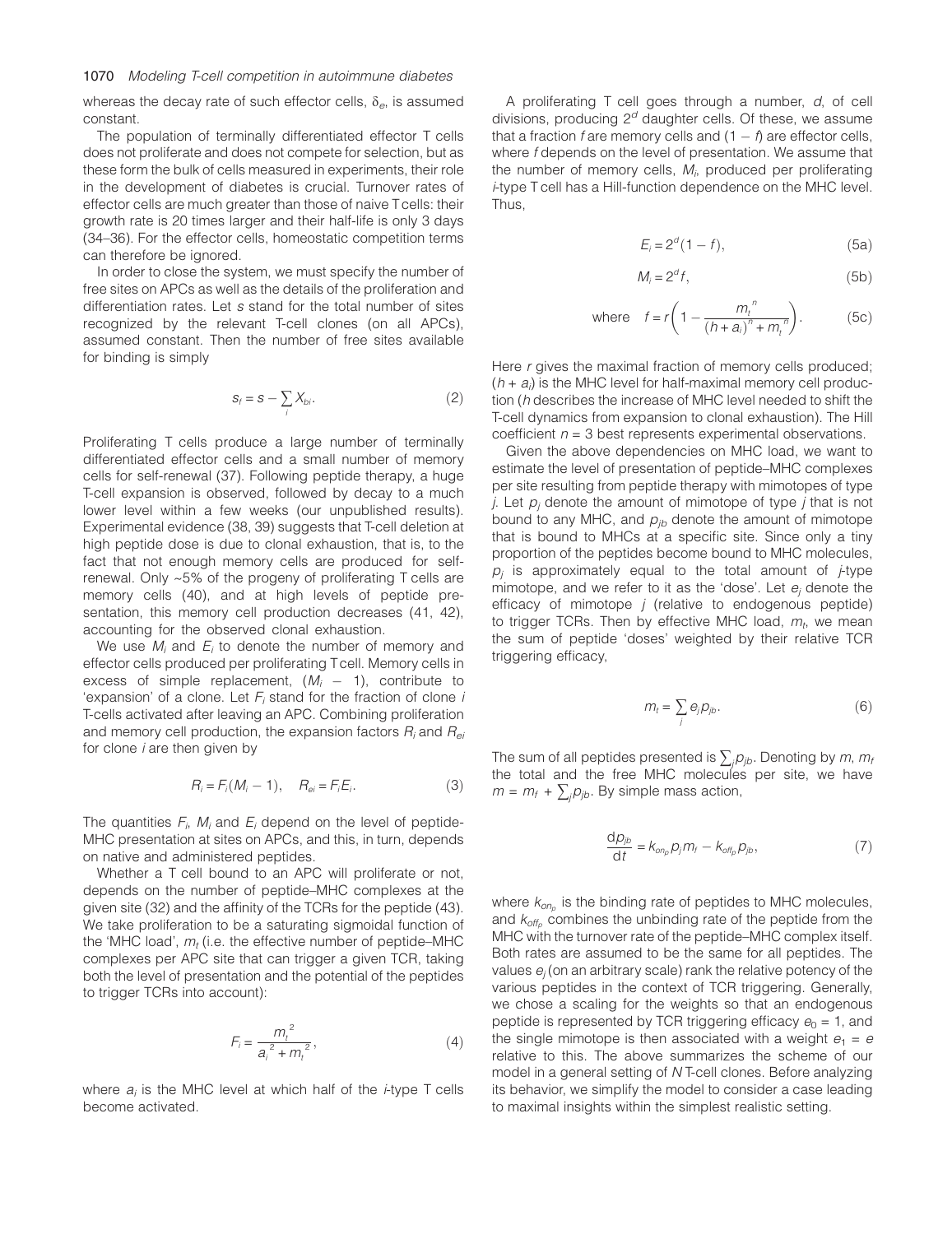whereas the decay rate of such effector cells, $\delta_e$, is assumed constant.

The population of terminally differentiated effector T cells does not proliferate and does not compete for selection, but as these form the bulk of cells measured in experiments, their role in the development of diabetes is crucial. Turnover rates of effector cells are much greater than those of naive T cells: their growth rate is 20 times larger and their half-life is only 3 days (34–36). For the effector cells, homeostatic competition terms can therefore be ignored.

In order to close the system, we must specify the number of free sites on APCs as well as the details of the proliferation and differentiation rates. Let $s$ stand for the total number of sites recognized by the relevant T-cell clones (on all APCs), assumed constant. Then the number of free sites available for binding is simply

$$s_f = s - \sum_i X_{bi}. \tag{2}$$

Proliferating T cells produce a large number of terminally differentiated effector cells and a small number of memory cells for self-renewal (37). Following peptide therapy, a huge T-cell expansion is observed, followed by decay to a much lower level within a few weeks (our unpublished results). Experimental evidence (38, 39) suggests that T-cell deletion at high peptide dose is due to clonal exhaustion, that is, to the fact that not enough memory cells are produced for self-renewal. Only ~5% of the progeny of proliferating T cells are memory cells (40), and at high levels of peptide presentation, this memory cell production decreases (41, 42), accounting for the observed clonal exhaustion.

We use $M_i$ and $E_i$ to denote the number of memory and effector cells produced per proliferating T cell. Memory cells in excess of simple replacement, $(M_i - 1)$, contribute to 'expansion' of a clone. Let $F_i$ stand for the fraction of clone $i$ T-cells activated after leaving an APC. Combining proliferation and memory cell production, the expansion factors $R_i$ and $R_{ei}$ for clone $i$ are then given by

$$R_i = F_i(M_i - 1), \quad R_{ei} = F_i E_i. \tag{3}$$

The quantities $F_i$, $M_i$ and $E_i$ depend on the level of peptide-MHC presentation at sites on APCs, and this, in turn, depends on native and administered peptides.

Whether a T cell bound to an APC will proliferate or not, depends on the number of peptide–MHC complexes at the given site (32) and the affinity of the TCRs for the peptide (43). We take proliferation to be a saturating sigmoidal function of the 'MHC load', $m_t$ (i.e. the effective number of peptide–MHC complexes per APC site that can trigger a given TCR, taking both the level of presentation and the potential of the peptides to trigger TCRs into account):

$$F_i = \frac{m_t^2}{a_i^2 + m_t^2}, \tag{4}$$

where $a_i$ is the MHC level at which half of the $i$-type T cells become activated.

A proliferating T cell goes through a number, $d$, of cell divisions, producing $2^d$ daughter cells. Of these, we assume that a fraction $f$ are memory cells and $(1 - f)$ are effector cells, where $f$ depends on the level of presentation. We assume that the number of memory cells, $M_i$, produced per proliferating $i$-type T cell has a Hill-function dependence on the MHC level. Thus,

$$E_i = 2^d(1 - f), \tag{5a}$$

$$M_i = 2^d f, \tag{5b}$$

$$\text{where} \quad f = r\left(1 - \frac{m_t^{\,n}}{(h + a_i)^n + m_t^{\,n}}\right). \tag{5c}$$

Here $r$ gives the maximal fraction of memory cells produced; $(h + a_i)$ is the MHC level for half-maximal memory cell production ($h$ describes the increase of MHC level needed to shift the T-cell dynamics from expansion to clonal exhaustion). The Hill coefficient $n = 3$ best represents experimental observations.

Given the above dependencies on MHC load, we want to estimate the level of presentation of peptide–MHC complexes per site resulting from peptide therapy with mimotopes of type $j$. Let $p_j$ denote the amount of mimotope of type $j$ that is not bound to any MHC, and $p_{jb}$ denote the amount of mimotope that is bound to MHCs at a specific site. Since only a tiny proportion of the peptides become bound to MHC molecules, $p_j$ is approximately equal to the total amount of $j$-type mimotope, and we refer to it as the 'dose'. Let $e_j$ denote the efficacy of mimotope $j$ (relative to endogenous peptide) to trigger TCRs. Then by effective MHC load, $m_t$, we mean the sum of peptide 'doses' weighted by their relative TCR triggering efficacy,

$$m_t = \sum_j e_j p_{jb}. \tag{6}$$

The sum of all peptides presented is $\sum_j p_{jb}$. Denoting by $m$, $m_f$ the total and the free MHC molecules per site, we have $m = m_f + \sum_j p_{jb}$. By simple mass action,

$$\frac{dp_{jb}}{dt} = k_{on_p} p_j m_f - k_{off_p} p_{jb}, \tag{7}$$

where $k_{on_p}$ is the binding rate of peptides to MHC molecules, and $k_{off_p}$ combines the unbinding rate of the peptide from the MHC with the turnover rate of the peptide–MHC complex itself. Both rates are assumed to be the same for all peptides. The values $e_j$ (on an arbitrary scale) rank the relative potency of the various peptides in the context of TCR triggering. Generally, we chose a scaling for the weights so that an endogenous peptide is represented by TCR triggering efficacy $e_0 = 1$, and the single mimotope is then associated with a weight $e_1 = e$ relative to this. The above summarizes the scheme of our model in a general setting of $N$ T-cell clones. Before analyzing its behavior, we simplify the model to consider a case leading to maximal insights within the simplest realistic setting.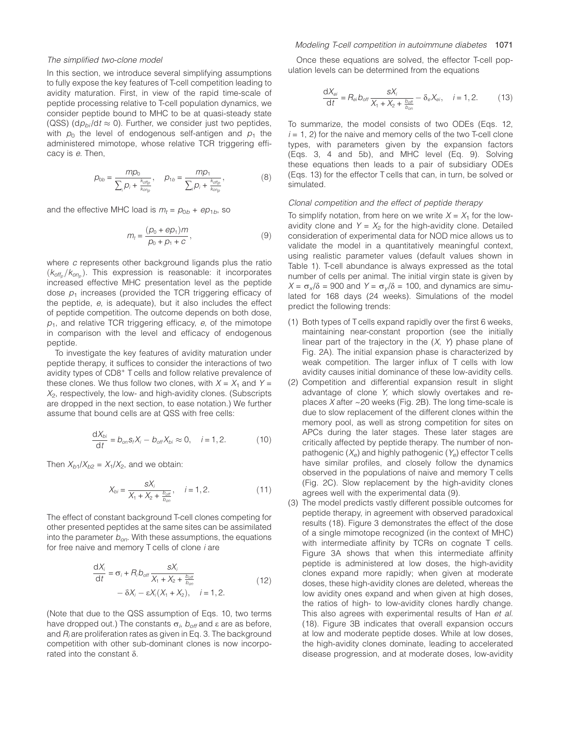*The simplified two-clone model*

In this section, we introduce several simplifying assumptions to fully expose the key features of T-cell competition leading to avidity maturation. First, in view of the rapid time-scale of peptide processing relative to T-cell population dynamics, we consider peptide bound to MHC to be at quasi-steady state (QSS) ($dp_{bi}/dt \approx 0$). Further, we consider just two peptides, with $p_0$ the level of endogenous self-antigen and $p_1$ the administered mimotope, whose relative TCR triggering efficacy is $e$. Then,

$$p_{0b} = \frac{mp_0}{\sum_i p_i + \frac{k_{off_p}}{k_{on_p}}}, \quad p_{1b} = \frac{mp_1}{\sum_i p_i + \frac{k_{off_p}}{k_{on_p}}}, \tag{8}$$

and the effective MHC load is $m_t = p_{0b} + ep_{1b}$, so

$$m_t = \frac{(p_0 + ep_1)m}{p_0 + p_1 + c}, \tag{9}$$

where $c$ represents other background ligands plus the ratio $(k_{off_p}/k_{on_p})$. This expression is reasonable: it incorporates increased effective MHC presentation level as the peptide dose $p_1$ increases (provided the TCR triggering efficacy of the peptide, $e$, is adequate), but it also includes the effect of peptide competition. The outcome depends on both dose, $p_1$, and relative TCR triggering efficacy, $e$, of the mimotope in comparison with the level and efficacy of endogenous peptide.

To investigate the key features of avidity maturation under peptide therapy, it suffices to consider the interactions of two avidity types of CD8+ T cells and follow relative prevalence of these clones. We thus follow two clones, with $X = X_1$ and $Y = X_2$, respectively, the low- and high-avidity clones. (Subscripts are dropped in the next section, to ease notation.) We further assume that bound cells are at QSS with free cells:

$$\frac{dX_{bi}}{dt} = b_{on} s_f X_i - b_{off} X_{bi} \approx 0, \quad i = 1, 2. \tag{10}$$

Then $X_{b1}/X_{b2} = X_1/X_2$, and we obtain:

$$X_{bi} = \frac{sX_i}{X_1 + X_2 + \frac{b_{off}}{b_{on}}}, \quad i = 1, 2. \tag{11}$$

The effect of constant background T-cell clones competing for other presented peptides at the same sites can be assimilated into the parameter $b_{on}$. With these assumptions, the equations for free naive and memory T cells of clone $i$ are

$$\frac{dX_i}{dt} = \sigma_i + R_i b_{off} \frac{sX_i}{X_1 + X_2 + \frac{b_{off}}{b_{on}}} - \delta X_i - \varepsilon X_i (X_1 + X_2), \quad i = 1, 2. \tag{12}$$

(Note that due to the QSS assumption of Eqs. 10, two terms have dropped out.) The constants $\sigma_i$, $b_{off}$ and $\varepsilon$ are as before, and $R_i$ are proliferation rates as given in Eq. 3. The background competition with other sub-dominant clones is now incorporated into the constant $\delta$.

Once these equations are solved, the effector T-cell population levels can be determined from the equations

$$\frac{dX_{ei}}{dt} = R_{ei} b_{off} \frac{sX_i}{X_1 + X_2 + \frac{b_{off}}{b_{on}}} - \delta_e X_{ei}, \quad i = 1, 2. \tag{13}$$

To summarize, the model consists of two ODEs (Eqs. 12, $i = 1, 2$) for the naive and memory cells of the two T-cell clone types, with parameters given by the expansion factors (Eqs. 3, 4 and 5b), and MHC level (Eq. 9). Solving these equations then leads to a pair of subsidiary ODEs (Eqs. 13) for the effector T cells that can, in turn, be solved or simulated.

*Clonal competition and the effect of peptide therapy*

To simplify notation, from here on we write $X = X_1$ for the low-avidity clone and $Y = X_2$ for the high-avidity clone. Detailed consideration of experimental data for NOD mice allows us to validate the model in a quantitatively meaningful context, using realistic parameter values (default values shown in Table 1). T-cell abundance is always expressed as the total number of cells per animal. The initial virgin state is given by $X = \sigma_x/\delta = 900$ and $Y = \sigma_y/\delta = 100$, and dynamics are simulated for 168 days (24 weeks). Simulations of the model predict the following trends:

1. Both types of T cells expand rapidly over the first 6 weeks, maintaining near-constant proportion (see the initially linear part of the trajectory in the ($X$, $Y$) phase plane of Fig. 2A). The initial expansion phase is characterized by weak competition. The larger influx of T cells with low avidity causes initial dominance of these low-avidity cells.
2. Competition and differential expansion result in slight advantage of clone $Y$, which slowly overtakes and replaces $X$ after ~20 weeks (Fig. 2B). The long time-scale is due to slow replacement of the different clones within the memory pool, as well as strong competition for sites on APCs during the later stages. These later stages are critically affected by peptide therapy. The number of non-pathogenic ($X_e$) and highly pathogenic ($Y_e$) effector T cells have similar profiles, and closely follow the dynamics observed in the populations of naive and memory T cells (Fig. 2C). Slow replacement by the high-avidity clones agrees well with the experimental data (9).
3. The model predicts vastly different possible outcomes for peptide therapy, in agreement with observed paradoxical results (18). Figure 3 demonstrates the effect of the dose of a single mimotope recognized (in the context of MHC) with intermediate affinity by TCRs on cognate T cells. Figure 3A shows that when this intermediate affinity peptide is administered at low doses, the high-avidity clones expand more rapidly; when given at moderate doses, these high-avidity clones are deleted, whereas the low avidity ones expand and when given at high doses, the ratios of high- to low-avidity clones hardly change. This also agrees with experimental results of Han *et al.* (18). Figure 3B indicates that overall expansion occurs at low and moderate peptide doses. While at low doses, the high-avidity clones dominate, leading to accelerated disease progression, and at moderate doses, low-avidity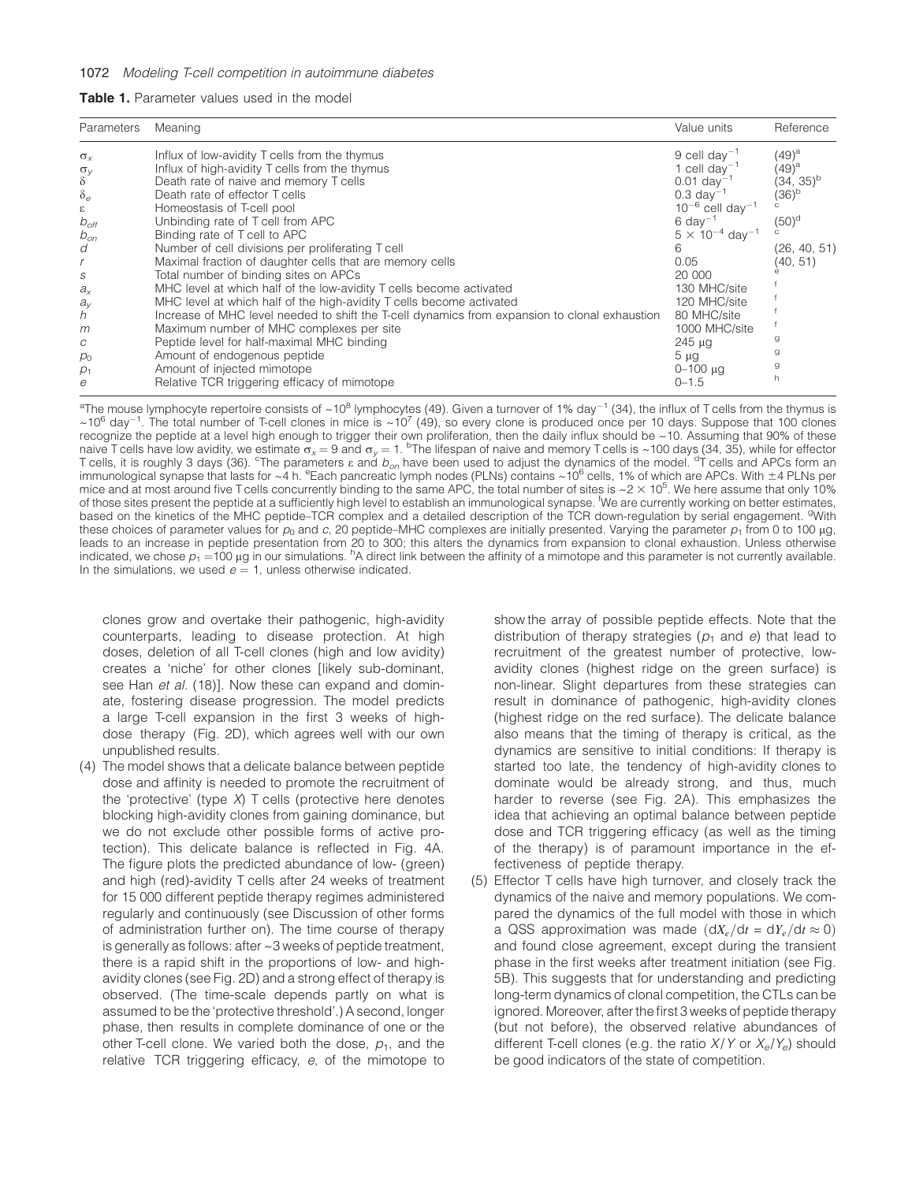**Table 1.** Parameter values used in the model

| Parameters | Meaning | Value units | Reference |
|---|---|---|---|
| $\sigma_x$ | Influx of low-avidity T cells from the thymus | 9 cell day$^{-1}$ | (49)[a] |
| $\sigma_y$ | Influx of high-avidity T cells from the thymus | 1 cell day$^{-1}$ | (49)[a] |
| $\delta$ | Death rate of naive and memory T cells | 0.01 day$^{-1}$ | (34, 35)[b] |
| $\delta_e$ | Death rate of effector T cells | 0.3 day$^{-1}$ | (36)[b] |
| $\varepsilon$ | Homeostasis of T-cell pool | $10^{-6}$ cell day$^{-1}$ | [c] |
| $b_{off}$ | Unbinding rate of T cell from APC | 6 day$^{-1}$ | (50)[d] |
| $b_{on}$ | Binding rate of T cell to APC | $5 \times 10^{-4}$ day$^{-1}$ | [c] |
| $d$ | Number of cell divisions per proliferating T cell | 6 | (26, 40, 51) |
| $r$ | Maximal fraction of daughter cells that are memory cells | 0.05 | (40, 51) |
| $s$ | Total number of binding sites on APCs | 20 000 | [e] |
| $a_x$ | MHC level at which half of the low-avidity T cells become activated | 130 MHC/site | [f] |
| $a_y$ | MHC level at which half of the high-avidity T cells become activated | 120 MHC/site | [f] |
| $h$ | Increase of MHC level needed to shift the T-cell dynamics from expansion to clonal exhaustion | 80 MHC/site | [f] |
| $m$ | Maximum number of MHC complexes per site | 1000 MHC/site | [f] |
| $c$ | Peptide level for half-maximal MHC binding | 245 μg | [g] |
| $p_0$ | Amount of endogenous peptide | 5 μg | [g] |
| $p_1$ | Amount of injected mimotope | 0–100 μg | [g] |
| $e$ | Relative TCR triggering efficacy of mimotope | 0–1.5 | [h] |

[a]The mouse lymphocyte repertoire consists of ~$10^8$ lymphocytes (49). Given a turnover of 1% day$^{-1}$ (34), the influx of T cells from the thymus is ~$10^6$ day$^{-1}$. The total number of T-cell clones in mice is ~$10^7$ (49), so every clone is produced once per 10 days. Suppose that 100 clones recognize the peptide at a level high enough to trigger their own proliferation, then the daily influx should be ~10. Assuming that 90% of these naive T cells have low avidity, we estimate $\sigma_x = 9$ and $\sigma_y = 1$. [b]The lifespan of naive and memory T cells is ~100 days (34, 35), while for effector T cells, it is roughly 3 days (36). [c]The parameters $\varepsilon$ and $b_{on}$ have been used to adjust the dynamics of the model. [d]T cells and APCs form an immunological synapse that lasts for ~4 h. [e]Each pancreatic lymph nodes (PLNs) contains ~$10^6$ cells, 1% of which are APCs. With ±4 PLNs per mice and at most around five T cells concurrently binding to the same APC, the total number of sites is ~$2 \times 10^5$. We here assume that only 10% of those sites present the peptide at a sufficiently high level to establish an immunological synapse. [f]We are currently working on better estimates, based on the kinetics of the MHC peptide–TCR complex and a detailed description of the TCR down-regulation by serial engagement. [g]With these choices of parameter values for $p_0$ and $c$, 20 peptide–MHC complexes are initially presented. Varying the parameter $p_1$ from 0 to 100 μg, leads to an increase in peptide presentation from 20 to 300; this alters the dynamics from expansion to clonal exhaustion. Unless otherwise indicated, we chose $p_1$ =100 μg in our simulations. [h]A direct link between the affinity of a mimotope and this parameter is not currently available. In the simulations, we used $e = 1$, unless otherwise indicated.

clones grow and overtake their pathogenic, high-avidity counterparts, leading to disease protection. At high doses, deletion of all T-cell clones (high and low avidity) creates a 'niche' for other clones [likely sub-dominant, see Han *et al.* (18)]. Now these can expand and dominate, fostering disease progression. The model predicts a large T-cell expansion in the first 3 weeks of high-dose therapy (Fig. 2D), which agrees well with our own unpublished results.

(4) The model shows that a delicate balance between peptide dose and affinity is needed to promote the recruitment of the 'protective' (type *X*) T cells (protective here denotes blocking high-avidity clones from gaining dominance, but we do not exclude other possible forms of active protection). This delicate balance is reflected in Fig. 4A. The figure plots the predicted abundance of low- (green) and high (red)-avidity T cells after 24 weeks of treatment for 15 000 different peptide therapy regimes administered regularly and continuously (see Discussion of other forms of administration further on). The time course of therapy is generally as follows: after ~3 weeks of peptide treatment, there is a rapid shift in the proportions of low- and high-avidity clones (see Fig. 2D) and a strong effect of therapy is observed. (The time-scale depends partly on what is assumed to be the 'protective threshold'.) A second, longer phase, then results in complete dominance of one or the other T-cell clone. We varied both the dose, $p_1$, and the relative TCR triggering efficacy, $e$, of the mimotope to show the array of possible peptide effects. Note that the distribution of therapy strategies ($p_1$ and $e$) that lead to recruitment of the greatest number of protective, low-avidity clones (highest ridge on the green surface) is non-linear. Slight departures from these strategies can result in dominance of pathogenic, high-avidity clones (highest ridge on the red surface). The delicate balance also means that the timing of therapy is critical, as the dynamics are sensitive to initial conditions: If therapy is started too late, the tendency of high-avidity clones to dominate would be already strong, and thus, much harder to reverse (see Fig. 2A). This emphasizes the idea that achieving an optimal balance between peptide dose and TCR triggering efficacy (as well as the timing of the therapy) is of paramount importance in the effectiveness of peptide therapy.

(5) Effector T cells have high turnover, and closely track the dynamics of the naive and memory populations. We compared the dynamics of the full model with those in which a QSS approximation was made ($dX_e/dt = dY_e/dt \approx 0$) and found close agreement, except during the transient phase in the first weeks after treatment initiation (see Fig. 5B). This suggests that for understanding and predicting long-term dynamics of clonal competition, the CTLs can be ignored. Moreover, after the first 3 weeks of peptide therapy (but not before), the observed relative abundances of different T-cell clones (e.g. the ratio $X/Y$ or $X_e/Y_e$) should be good indicators of the state of competition.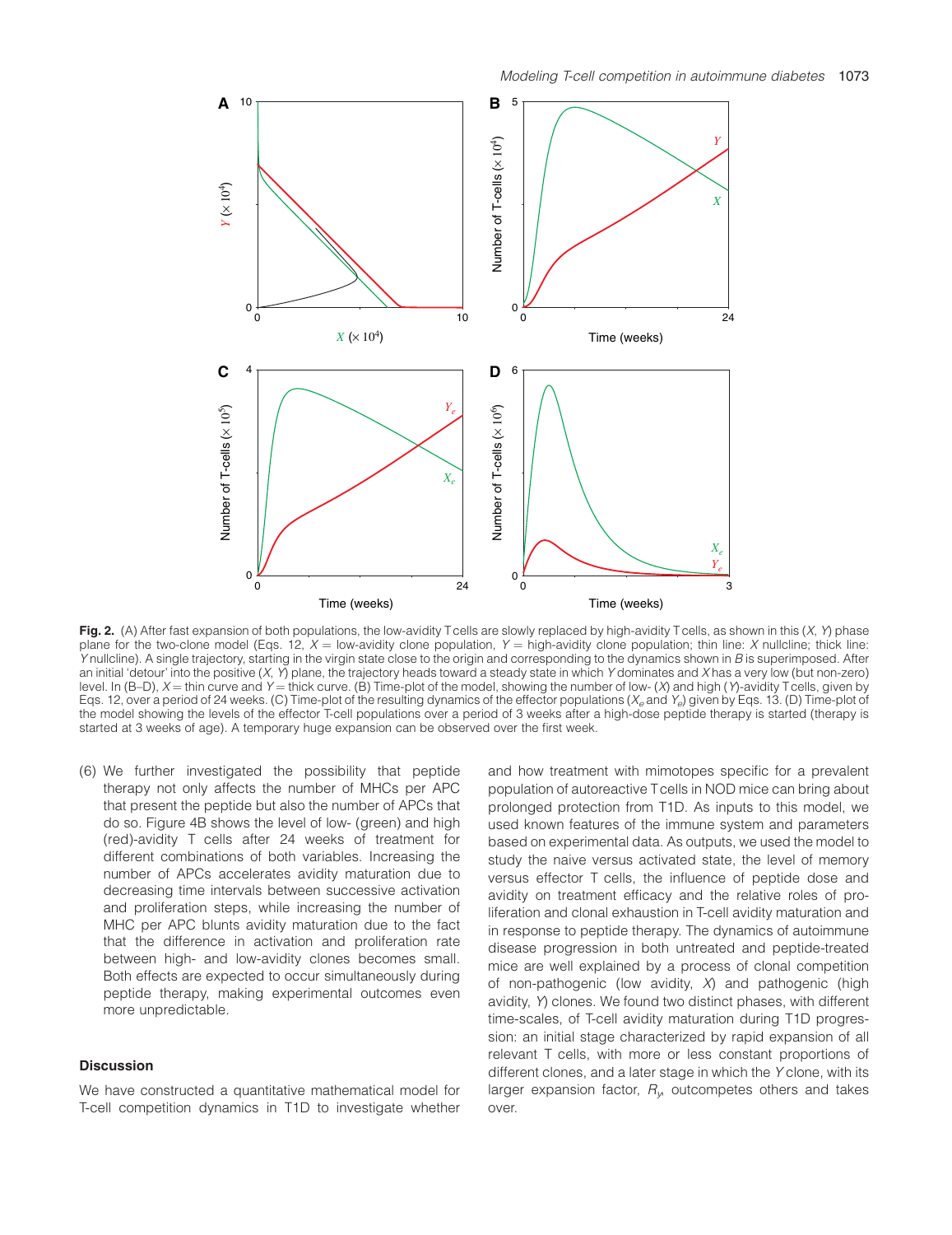**Fig. 2.** (A) After fast expansion of both populations, the low-avidity T cells are slowly replaced by high-avidity T cells, as shown in this ($X$, $Y$) phase plane for the two-clone model (Eqs. 12, $X$ = low-avidity clone population, $Y$ = high-avidity clone population; thin line: $X$ nullcline; thick line: $Y$ nullcline). A single trajectory, starting in the virgin state close to the origin and corresponding to the dynamics shown in *B* is superimposed. After an initial 'detour' into the positive ($X$, $Y$) plane, the trajectory heads toward a steady state in which $Y$ dominates and $X$ has a very low (but non-zero) level. In (B–D), $X$ = thin curve and $Y$ = thick curve. (B) Time-plot of the model, showing the number of low- ($X$) and high ($Y$)-avidity T cells, given by Eqs. 12, over a period of 24 weeks. (C) Time-plot of the resulting dynamics of the effector populations ($X_e$ and $Y_e$) given by Eqs. 13. (D) Time-plot of the model showing the levels of the effector T-cell populations over a period of 3 weeks after a high-dose peptide therapy is started (therapy is started at 3 weeks of age). A temporary huge expansion can be observed over the first week.

(6) We further investigated the possibility that peptide therapy not only affects the number of MHCs per APC that present the peptide but also the number of APCs that do so. Figure 4B shows the level of low- (green) and high (red)-avidity T cells after 24 weeks of treatment for different combinations of both variables. Increasing the number of APCs accelerates avidity maturation due to decreasing time intervals between successive activation and proliferation steps, while increasing the number of MHC per APC blunts avidity maturation due to the fact that the difference in activation and proliferation rate between high- and low-avidity clones becomes small. Both effects are expected to occur simultaneously during peptide therapy, making experimental outcomes even more unpredictable.

## Discussion

We have constructed a quantitative mathematical model for T-cell competition dynamics in T1D to investigate whether and how treatment with mimotopes specific for a prevalent population of autoreactive T cells in NOD mice can bring about prolonged protection from T1D. As inputs to this model, we used known features of the immune system and parameters based on experimental data. As outputs, we used the model to study the naive versus activated state, the level of memory versus effector T cells, the influence of peptide dose and avidity on treatment efficacy and the relative roles of proliferation and clonal exhaustion in T-cell avidity maturation and in response to peptide therapy. The dynamics of autoimmune disease progression in both untreated and peptide-treated mice are well explained by a process of clonal competition of non-pathogenic (low avidity, $X$) and pathogenic (high avidity, $Y$) clones. We found two distinct phases, with different time-scales, of T-cell avidity maturation during T1D progression: an initial stage characterized by rapid expansion of all relevant T cells, with more or less constant proportions of different clones, and a later stage in which the $Y$ clone, with its larger expansion factor, $R_y$, outcompetes others and takes over.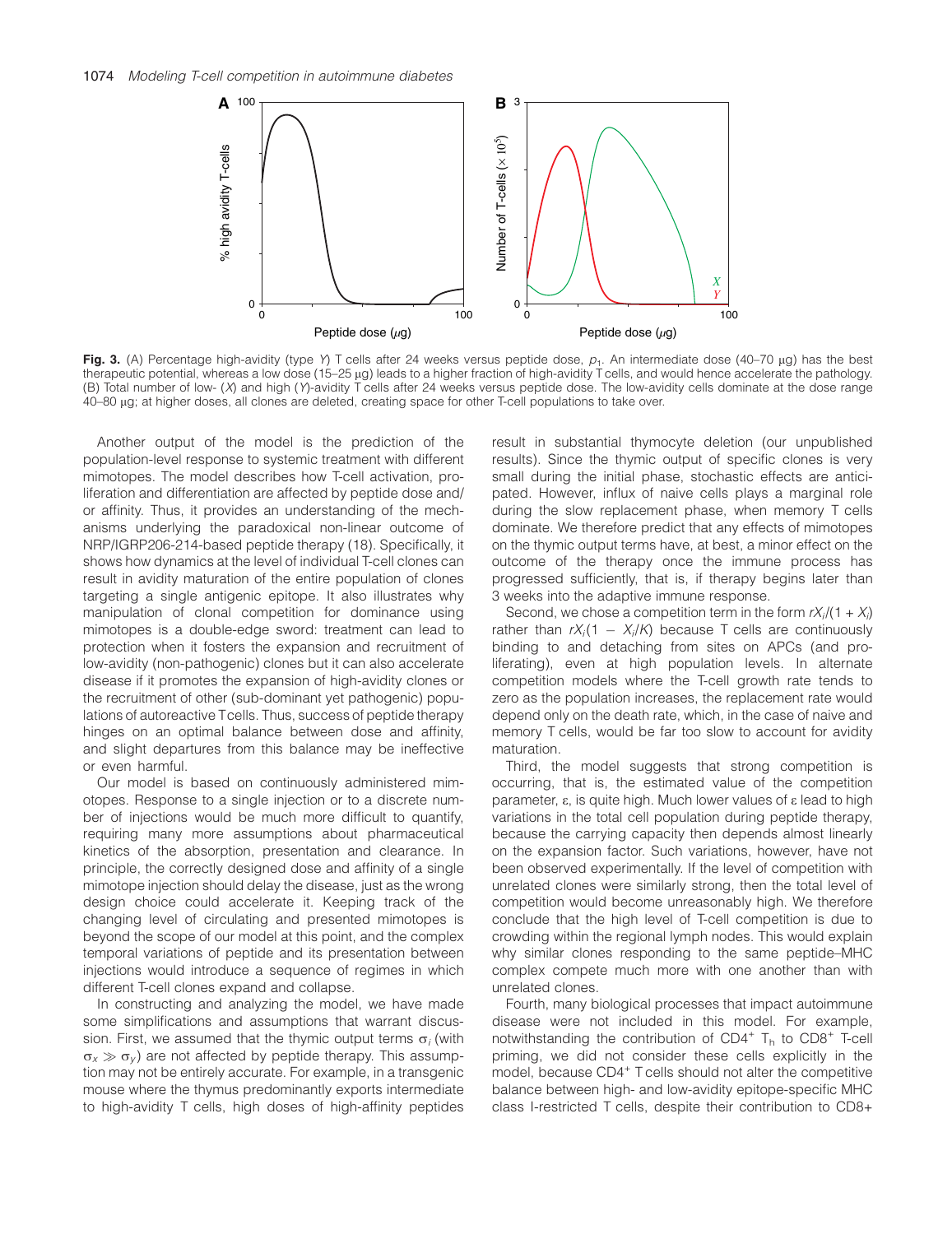**Fig. 3.** (A) Percentage high-avidity (type $Y$) T cells after 24 weeks versus peptide dose, $p_1$. An intermediate dose (40–70 μg) has the best therapeutic potential, whereas a low dose (15–25 μg) leads to a higher fraction of high-avidity T cells, and would hence accelerate the pathology. (B) Total number of low- ($X$) and high ($Y$)-avidity T cells after 24 weeks versus peptide dose. The low-avidity cells dominate at the dose range 40–80 μg; at higher doses, all clones are deleted, creating space for other T-cell populations to take over.

Another output of the model is the prediction of the population-level response to systemic treatment with different mimotopes. The model describes how T-cell activation, proliferation and differentiation are affected by peptide dose and/or affinity. Thus, it provides an understanding of the mechanisms underlying the paradoxical non-linear outcome of NRP/IGRP206-214-based peptide therapy (18). Specifically, it shows how dynamics at the level of individual T-cell clones can result in avidity maturation of the entire population of clones targeting a single antigenic epitope. It also illustrates why manipulation of clonal competition for dominance using mimotopes is a double-edge sword: treatment can lead to protection when it fosters the expansion and recruitment of low-avidity (non-pathogenic) clones but it can also accelerate disease if it promotes the expansion of high-avidity clones or the recruitment of other (sub-dominant yet pathogenic) populations of autoreactive T cells. Thus, success of peptide therapy hinges on an optimal balance between dose and affinity, and slight departures from this balance may be ineffective or even harmful.

Our model is based on continuously administered mimotopes. Response to a single injection or to a discrete number of injections would be much more difficult to quantify, requiring many more assumptions about pharmaceutical kinetics of the absorption, presentation and clearance. In principle, the correctly designed dose and affinity of a single mimotope injection should delay the disease, just as the wrong design choice could accelerate it. Keeping track of the changing level of circulating and presented mimotopes is beyond the scope of our model at this point, and the complex temporal variations of peptide and its presentation between injections would introduce a sequence of regimes in which different T-cell clones expand and collapse.

In constructing and analyzing the model, we have made some simplifications and assumptions that warrant discussion. First, we assumed that the thymic output terms $\sigma_i$ (with $\sigma_x \gg \sigma_y$) are not affected by peptide therapy. This assumption may not be entirely accurate. For example, in a transgenic mouse where the thymus predominantly exports intermediate to high-avidity T cells, high doses of high-affinity peptides result in substantial thymocyte deletion (our unpublished results). Since the thymic output of specific clones is very small during the initial phase, stochastic effects are anticipated. However, influx of naive cells plays a marginal role during the slow replacement phase, when memory T cells dominate. We therefore predict that any effects of mimotopes on the thymic output terms have, at best, a minor effect on the outcome of the therapy once the immune process has progressed sufficiently, that is, if therapy begins later than 3 weeks into the adaptive immune response.

Second, we chose a competition term in the form $rX_i/(1 + X_i)$ rather than $rX_i(1 - X_i/K)$ because T cells are continuously binding to and detaching from sites on APCs (and proliferating), even at high population levels. In alternate competition models where the T-cell growth rate tends to zero as the population increases, the replacement rate would depend only on the death rate, which, in the case of naive and memory T cells, would be far too slow to account for avidity maturation.

Third, the model suggests that strong competition is occurring, that is, the estimated value of the competition parameter, $\varepsilon$, is quite high. Much lower values of $\varepsilon$ lead to high variations in the total cell population during peptide therapy, because the carrying capacity then depends almost linearly on the expansion factor. Such variations, however, have not been observed experimentally. If the level of competition with unrelated clones were similarly strong, then the total level of competition would become unreasonably high. We therefore conclude that the high level of T-cell competition is due to crowding within the regional lymph nodes. This would explain why similar clones responding to the same peptide–MHC complex compete much more with one another than with unrelated clones.

Fourth, many biological processes that impact autoimmune disease were not included in this model. For example, notwithstanding the contribution of $CD4^+$ $T_h$ to $CD8^+$ T-cell priming, we did not consider these cells explicitly in the model, because $CD4^+$ T cells should not alter the competitive balance between high- and low-avidity epitope-specific MHC class I-restricted T cells, despite their contribution to CD8+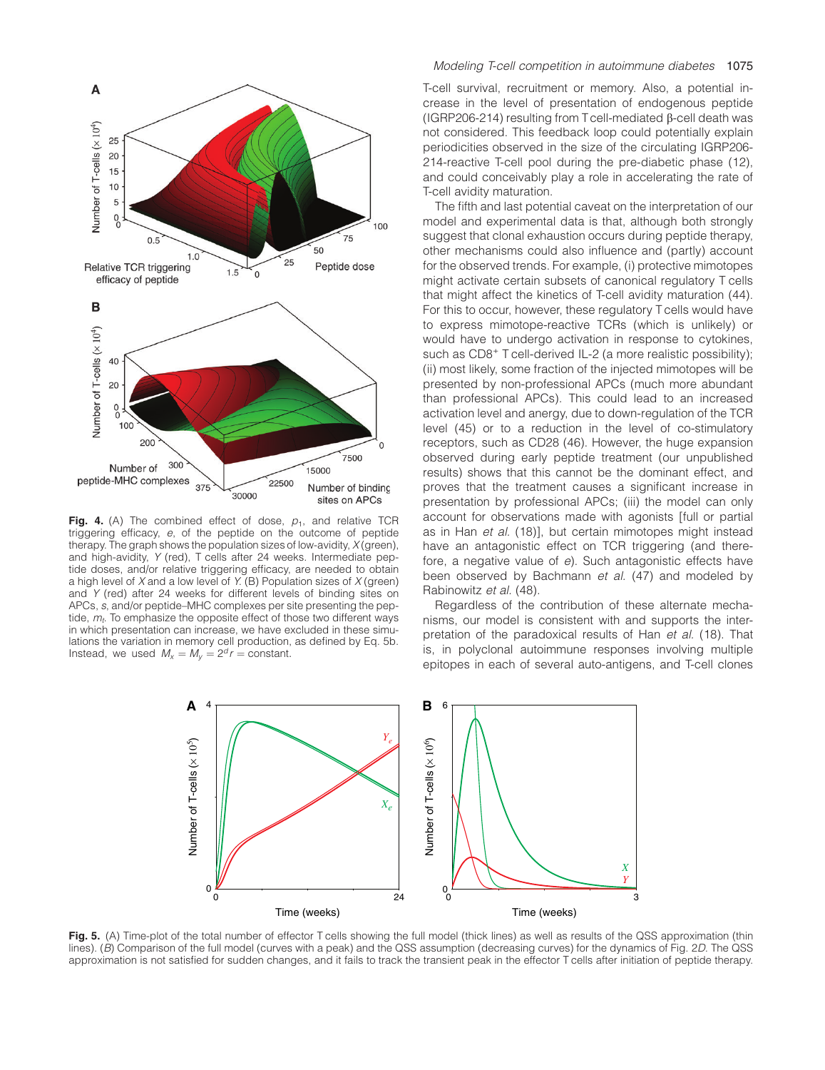**Fig. 4.** (A) The combined effect of dose, $p_1$, and relative TCR triggering efficacy, $e$, of the peptide on the outcome of peptide therapy. The graph shows the population sizes of low-avidity, $X$ (green), and high-avidity, $Y$ (red), T cells after 24 weeks. Intermediate peptide doses, and/or relative triggering efficacy, are needed to obtain a high level of $X$ and a low level of $Y$. (B) Population sizes of $X$ (green) and $Y$ (red) after 24 weeks for different levels of binding sites on APCs, $s$, and/or peptide–MHC complexes per site presenting the peptide, $m_l$. To emphasize the opposite effect of those two different ways in which presentation can increase, we have excluded in these simulations the variation in memory cell production, as defined by Eq. 5b. Instead, we used $M_x = M_y = 2^d r$ = constant.

T-cell survival, recruitment or memory. Also, a potential increase in the level of presentation of endogenous peptide (IGRP206-214) resulting from T cell-mediated β-cell death was not considered. This feedback loop could potentially explain periodicities observed in the size of the circulating IGRP206-214-reactive T-cell pool during the pre-diabetic phase (12), and could conceivably play a role in accelerating the rate of T-cell avidity maturation.

The fifth and last potential caveat on the interpretation of our model and experimental data is that, although both strongly suggest that clonal exhaustion occurs during peptide therapy, other mechanisms could also influence and (partly) account for the observed trends. For example, (i) protective mimotopes might activate certain subsets of canonical regulatory T cells that might affect the kinetics of T-cell avidity maturation (44). For this to occur, however, these regulatory T cells would have to express mimotope-reactive TCRs (which is unlikely) or would have to undergo activation in response to cytokines, such as CD8+ T cell-derived IL-2 (a more realistic possibility); (ii) most likely, some fraction of the injected mimotopes will be presented by non-professional APCs (much more abundant than professional APCs). This could lead to an increased activation level and anergy, due to down-regulation of the TCR level (45) or to a reduction in the level of co-stimulatory receptors, such as CD28 (46). However, the huge expansion observed during early peptide treatment (our unpublished results) shows that this cannot be the dominant effect, and proves that the treatment causes a significant increase in presentation by professional APCs; (iii) the model can only account for observations made with agonists [full or partial as in Han *et al.* (18)], but certain mimotopes might instead have an antagonistic effect on TCR triggering (and therefore, a negative value of $e$). Such antagonistic effects have been observed by Bachmann *et al.* (47) and modeled by Rabinowitz *et al.* (48).

Regardless of the contribution of these alternate mechanisms, our model is consistent with and supports the interpretation of the paradoxical results of Han *et al.* (18). That is, in polyclonal autoimmune responses involving multiple epitopes in each of several auto-antigens, and T-cell clones

**Fig. 5.** (A) Time-plot of the total number of effector T cells showing the full model (thick lines) as well as results of the QSS approximation (thin lines). (*B*) Comparison of the full model (curves with a peak) and the QSS assumption (decreasing curves) for the dynamics of Fig. 2*D*. The QSS approximation is not satisfied for sudden changes, and it fails to track the transient peak in the effector T cells after initiation of peptide therapy.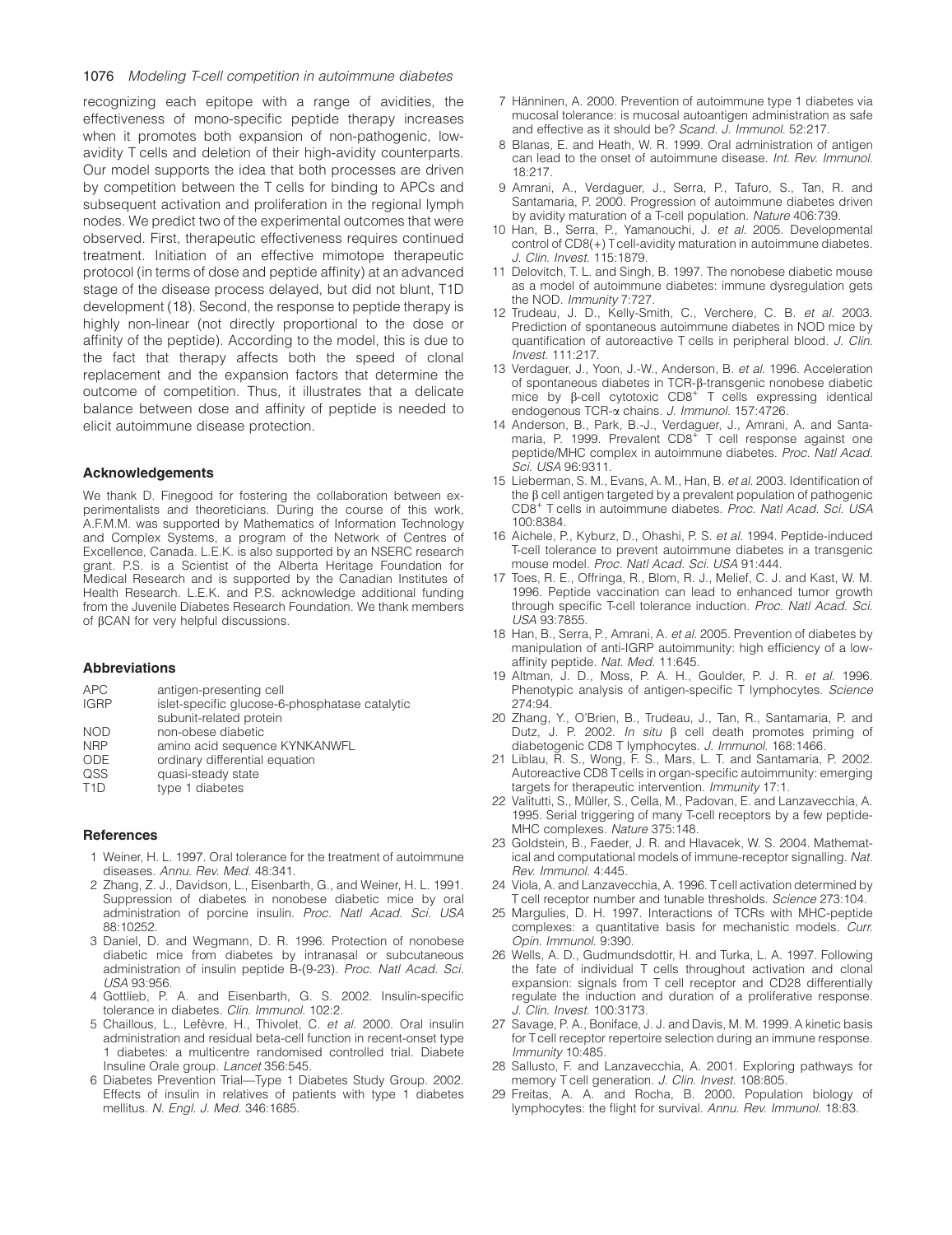recognizing each epitope with a range of avidities, the effectiveness of mono-specific peptide therapy increases when it promotes both expansion of non-pathogenic, low-avidity T cells and deletion of their high-avidity counterparts. Our model supports the idea that both processes are driven by competition between the T cells for binding to APCs and subsequent activation and proliferation in the regional lymph nodes. We predict two of the experimental outcomes that were observed. First, therapeutic effectiveness requires continued treatment. Initiation of an effective mimotope therapeutic protocol (in terms of dose and peptide affinity) at an advanced stage of the disease process delayed, but did not blunt, T1D development (18). Second, the response to peptide therapy is highly non-linear (not directly proportional to the dose or affinity of the peptide). According to the model, this is due to the fact that therapy affects both the speed of clonal replacement and the expansion factors that determine the outcome of competition. Thus, it illustrates that a delicate balance between dose and affinity of peptide is needed to elicit autoimmune disease protection.

## Acknowledgements

We thank D. Finegood for fostering the collaboration between experimentalists and theoreticians. During the course of this work, A.F.M.M. was supported by Mathematics of Information Technology and Complex Systems, a program of the Network of Centres of Excellence, Canada. L.E.K. is also supported by an NSERC research grant. P.S. is a Scientist of the Alberta Heritage Foundation for Medical Research and is supported by the Canadian Institutes of Health Research. L.E.K. and P.S. acknowledge additional funding from the Juvenile Diabetes Research Foundation. We thank members of βCAN for very helpful discussions.

## Abbreviations

| | |
|---|---|
| APC | antigen-presenting cell |
| IGRP | islet-specific glucose-6-phosphatase catalytic subunit-related protein |
| NOD | non-obese diabetic |
| NRP | amino acid sequence KYNKANWFL |
| ODE | ordinary differential equation |
| QSS | quasi-steady state |
| T1D | type 1 diabetes |

## References

1. Weiner, H. L. 1997. Oral tolerance for the treatment of autoimmune diseases. *Annu. Rev. Med.* 48:341.
2. Zhang, Z. J., Davidson, L., Eisenbarth, G., and Weiner, H. L. 1991. Suppression of diabetes in nonobese diabetic mice by oral administration of porcine insulin. *Proc. Natl Acad. Sci. USA* 88:10252.
3. Daniel, D. and Wegmann, D. R. 1996. Protection of nonobese diabetic mice from diabetes by intranasal or subcutaneous administration of insulin peptide B-(9-23). *Proc. Natl Acad. Sci. USA* 93:956.
4. Gottlieb, P. A. and Eisenbarth, G. S. 2002. Insulin-specific tolerance in diabetes. *Clin. Immunol.* 102:2.
5. Chaillous, L., Lefèvre, H., Thivolet, C. *et al.* 2000. Oral insulin administration and residual beta-cell function in recent-onset type 1 diabetes: a multicentre randomised controlled trial. Diabete Insuline Orale group. *Lancet* 356:545.
6. Diabetes Prevention Trial—Type 1 Diabetes Study Group. 2002. Effects of insulin in relatives of patients with type 1 diabetes mellitus. *N. Engl. J. Med.* 346:1685.
7. Hänninen, A. 2000. Prevention of autoimmune type 1 diabetes via mucosal tolerance: is mucosal autoantigen administration as safe and effective as it should be? *Scand. J. Immunol.* 52:217.
8. Blanas, E. and Heath, W. R. 1999. Oral administration of antigen can lead to the onset of autoimmune disease. *Int. Rev. Immunol.* 18:217.
9. Amrani, A., Verdaguer, J., Serra, P., Tafuro, S., Tan, R. and Santamaria, P. 2000. Progression of autoimmune diabetes driven by avidity maturation of a T-cell population. *Nature* 406:739.
10. Han, B., Serra, P., Yamanouchi, J. *et al.* 2005. Developmental control of CD8(+) T cell-avidity maturation in autoimmune diabetes. *J. Clin. Invest.* 115:1879.
11. Delovitch, T. L. and Singh, B. 1997. The nonobese diabetic mouse as a model of autoimmune diabetes: immune dysregulation gets the NOD. *Immunity* 7:727.
12. Trudeau, J. D., Kelly-Smith, C., Verchere, C. B. *et al.* 2003. Prediction of spontaneous autoimmune diabetes in NOD mice by quantification of autoreactive T cells in peripheral blood. *J. Clin. Invest.* 111:217.
13. Verdaguer, J., Yoon, J.-W., Anderson, B. *et al.* 1996. Acceleration of spontaneous diabetes in TCR-β-transgenic nonobese diabetic mice by β-cell cytotoxic $CD8^+$ T cells expressing identical endogenous TCR-α chains. *J. Immunol.* 157:4726.
14. Anderson, B., Park, B.-J., Verdaguer, J., Amrani, A. and Santamaria, P. 1999. Prevalent $CD8^+$ T cell response against one peptide/MHC complex in autoimmune diabetes. *Proc. Natl Acad. Sci. USA* 96:9311.
15. Lieberman, S. M., Evans, A. M., Han, B. *et al.* 2003. Identification of the β cell antigen targeted by a prevalent population of pathogenic $CD8^+$ T cells in autoimmune diabetes. *Proc. Natl Acad. Sci. USA* 100:8384.
16. Aichele, P., Kyburz, D., Ohashi, P. S. *et al.* 1994. Peptide-induced T-cell tolerance to prevent autoimmune diabetes in a transgenic mouse model. *Proc. Natl Acad. Sci. USA* 91:444.
17. Toes, R. E., Offringa, R., Blom, R. J., Melief, C. J. and Kast, W. M. 1996. Peptide vaccination can lead to enhanced tumor growth through specific T-cell tolerance induction. *Proc. Natl Acad. Sci. USA* 93:7855.
18. Han, B., Serra, P., Amrani, A. *et al.* 2005. Prevention of diabetes by manipulation of anti-IGRP autoimmunity: high efficiency of a low-affinity peptide. *Nat. Med.* 11:645.
19. Altman, J. D., Moss, P. A. H., Goulder, P. J. R. *et al.* 1996. Phenotypic analysis of antigen-specific T lymphocytes. *Science* 274:94.
20. Zhang, Y., O'Brien, B., Trudeau, J., Tan, R., Santamaria, P. and Dutz, J. P. 2002. *In situ* β cell death promotes priming of diabetogenic CD8 T lymphocytes. *J. Immunol.* 168:1466.
21. Liblau, R. S., Wong, F. S., Mars, L. T. and Santamaria, P. 2002. Autoreactive CD8 T cells in organ-specific autoimmunity: emerging targets for therapeutic intervention. *Immunity* 17:1.
22. Valitutti, S., Müller, S., Cella, M., Padovan, E. and Lanzavecchia, A. 1995. Serial triggering of many T-cell receptors by a few peptide-MHC complexes. *Nature* 375:148.
23. Goldstein, B., Faeder, J. R. and Hlavacek, W. S. 2004. Mathematical and computational models of immune-receptor signalling. *Nat. Rev. Immunol.* 4:445.
24. Viola, A. and Lanzavecchia, A. 1996. T cell activation determined by T cell receptor number and tunable thresholds. *Science* 273:104.
25. Margulies, D. H. 1997. Interactions of TCRs with MHC-peptide complexes: a quantitative basis for mechanistic models. *Curr. Opin. Immunol.* 9:390.
26. Wells, A. D., Gudmundsdottir, H. and Turka, L. A. 1997. Following the fate of individual T cells throughout activation and clonal expansion: signals from T cell receptor and CD28 differentially regulate the induction and duration of a proliferative response. *J. Clin. Invest.* 100:3173.
27. Savage, P. A., Boniface, J. J. and Davis, M. M. 1999. A kinetic basis for T cell receptor repertoire selection during an immune response. *Immunity* 10:485.
28. Sallusto, F. and Lanzavecchia, A. 2001. Exploring pathways for memory T cell generation. *J. Clin. Invest.* 108:805.
29. Freitas, A. A. and Rocha, B. 2000. Population biology of lymphocytes: the flight for survival. *Annu. Rev. Immunol.* 18:83.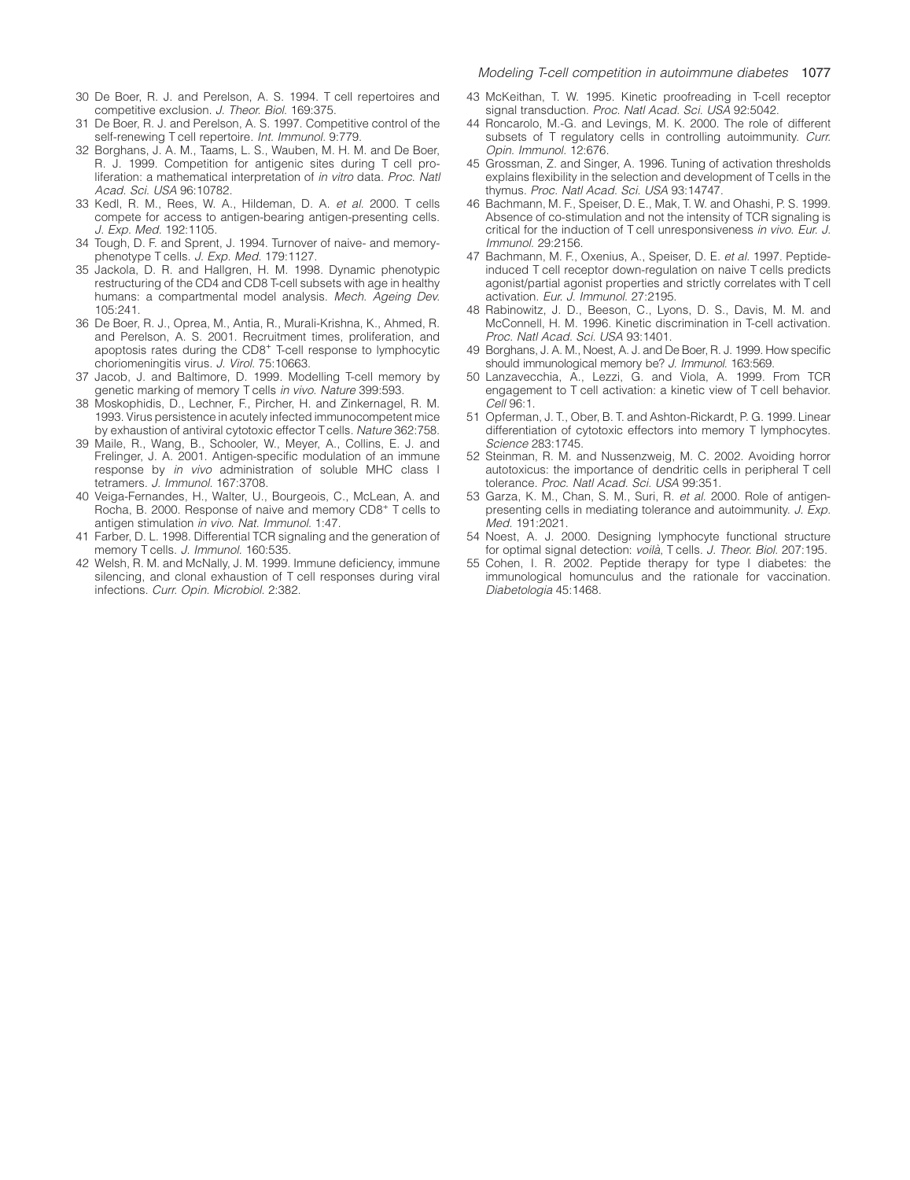30 De Boer, R. J. and Perelson, A. S. 1994. T cell repertoires and competitive exclusion. *J. Theor. Biol.* 169:375.

31 De Boer, R. J. and Perelson, A. S. 1997. Competitive control of the self-renewing T cell repertoire. *Int. Immunol.* 9:779.

32 Borghans, J. A. M., Taams, L. S., Wauben, M. H. M. and De Boer, R. J. 1999. Competition for antigenic sites during T cell proliferation: a mathematical interpretation of *in vitro* data. *Proc. Natl Acad. Sci. USA* 96:10782.

33 Kedl, R. M., Rees, W. A., Hildeman, D. A. *et al.* 2000. T cells compete for access to antigen-bearing antigen-presenting cells. *J. Exp. Med.* 192:1105.

34 Tough, D. F. and Sprent, J. 1994. Turnover of naive- and memory-phenotype T cells. *J. Exp. Med.* 179:1127.

35 Jackola, D. R. and Hallgren, H. M. 1998. Dynamic phenotypic restructuring of the CD4 and CD8 T-cell subsets with age in healthy humans: a compartmental model analysis. *Mech. Ageing Dev.* 105:241.

36 De Boer, R. J., Oprea, M., Antia, R., Murali-Krishna, K., Ahmed, R. and Perelson, A. S. 2001. Recruitment times, proliferation, and apoptosis rates during the $CD8^+$ T-cell response to lymphocytic choriomeningitis virus. *J. Virol.* 75:10663.

37 Jacob, J. and Baltimore, D. 1999. Modelling T-cell memory by genetic marking of memory T cells *in vivo*. *Nature* 399:593.

38 Moskophidis, D., Lechner, F., Pircher, H. and Zinkernagel, R. M. 1993. Virus persistence in acutely infected immunocompetent mice by exhaustion of antiviral cytotoxic effector T cells. *Nature* 362:758.

39 Maile, R., Wang, B., Schooler, W., Meyer, A., Collins, E. J. and Frelinger, J. A. 2001. Antigen-specific modulation of an immune response by *in vivo* administration of soluble MHC class I tetramers. *J. Immunol.* 167:3708.

40 Veiga-Fernandes, H., Walter, U., Bourgeois, C., McLean, A. and Rocha, B. 2000. Response of naive and memory $CD8^+$ T cells to antigen stimulation *in vivo*. *Nat. Immunol.* 1:47.

41 Farber, D. L. 1998. Differential TCR signaling and the generation of memory T cells. *J. Immunol.* 160:535.

42 Welsh, R. M. and McNally, J. M. 1999. Immune deficiency, immune silencing, and clonal exhaustion of T cell responses during viral infections. *Curr. Opin. Microbiol.* 2:382.

43 McKeithan, T. W. 1995. Kinetic proofreading in T-cell receptor signal transduction. *Proc. Natl Acad. Sci. USA* 92:5042.

44 Roncarolo, M.-G. and Levings, M. K. 2000. The role of different subsets of T regulatory cells in controlling autoimmunity. *Curr. Opin. Immunol.* 12:676.

45 Grossman, Z. and Singer, A. 1996. Tuning of activation thresholds explains flexibility in the selection and development of T cells in the thymus. *Proc. Natl Acad. Sci. USA* 93:14747.

46 Bachmann, M. F., Speiser, D. E., Mak, T. W. and Ohashi, P. S. 1999. Absence of co-stimulation and not the intensity of TCR signaling is critical for the induction of T cell unresponsiveness *in vivo*. *Eur. J. Immunol.* 29:2156.

47 Bachmann, M. F., Oxenius, A., Speiser, D. E. *et al.* 1997. Peptide-induced T cell receptor down-regulation on naive T cells predicts agonist/partial agonist properties and strictly correlates with T cell activation. *Eur. J. Immunol.* 27:2195.

48 Rabinowitz, J. D., Beeson, C., Lyons, D. S., Davis, M. M. and McConnell, H. M. 1996. Kinetic discrimination in T-cell activation. *Proc. Natl Acad. Sci. USA* 93:1401.

49 Borghans, J. A. M., Noest, A. J. and De Boer, R. J. 1999. How specific should immunological memory be? *J. Immunol.* 163:569.

50 Lanzavecchia, A., Lezzi, G. and Viola, A. 1999. From TCR engagement to T cell activation: a kinetic view of T cell behavior. *Cell* 96:1.

51 Opferman, J. T., Ober, B. T. and Ashton-Rickardt, P. G. 1999. Linear differentiation of cytotoxic effectors into memory T lymphocytes. *Science* 283:1745.

52 Steinman, R. M. and Nussenzweig, M. C. 2002. Avoiding horror autotoxicus: the importance of dendritic cells in peripheral T cell tolerance. *Proc. Natl Acad. Sci. USA* 99:351.

53 Garza, K. M., Chan, S. M., Suri, R. *et al.* 2000. Role of antigen-presenting cells in mediating tolerance and autoimmunity. *J. Exp. Med.* 191:2021.

54 Noest, A. J. 2000. Designing lymphocyte functional structure for optimal signal detection: *voilà*, T cells. *J. Theor. Biol.* 207:195.

55 Cohen, I. R. 2002. Peptide therapy for type I diabetes: the immunological homunculus and the rationale for vaccination. *Diabetologia* 45:1468.